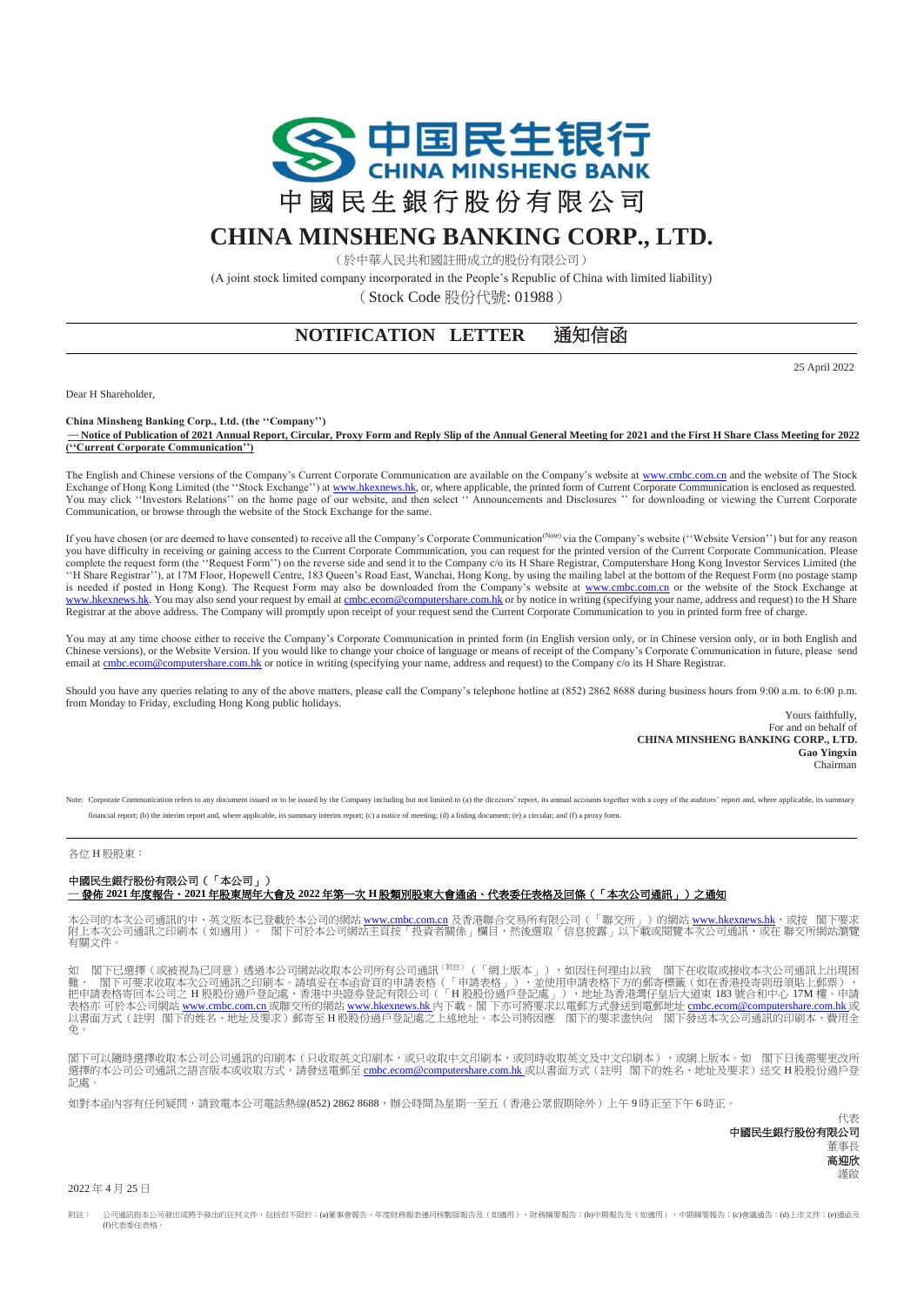中国民生银行
CHINA MINSHENG BANK

# 中國民生銀行股份有限公司

# CHINA MINSHENG BANKING CORP., LTD.

（於中華人民共和國註冊成立的股份有限公司）

(A joint stock limited company incorporated in the People's Republic of China with limited liability)

（Stock Code 股份代號: 01988）

## NOTIFICATION LETTER　通知信函

25 April 2022

Dear H Shareholder,

**China Minsheng Banking Corp., Ltd. (the ''Company'')**

**— Notice of Publication of 2021 Annual Report, Circular, Proxy Form and Reply Slip of the Annual General Meeting for 2021 and the First H Share Class Meeting for 2022 (''Current Corporate Communication'')**

The English and Chinese versions of the Company's Current Corporate Communication are available on the Company's website at www.cmbc.com.cn and the website of The Stock Exchange of Hong Kong Limited (the ''Stock Exchange'') at www.hkexnews.hk, or, where applicable, the printed form of Current Corporate Communication is enclosed as requested. You may click ''Investors Relations'' on the home page of our website, and then select '' Announcements and Disclosures '' for downloading or viewing the Current Corporate Communication, or browse through the website of the Stock Exchange for the same.

If you have chosen (or are deemed to have consented) to receive all the Company's Corporate Communication(Note) via the Company's website (''Website Version'') but for any reason you have difficulty in receiving or gaining access to the Current Corporate Communication, you can request for the printed version of the Current Corporate Communication. Please complete the request form (the ''Request Form'') on the reverse side and send it to the Company c/o its H Share Registrar, Computershare Hong Kong Investor Services Limited (the ''H Share Registrar''), at 17M Floor, Hopewell Centre, 183 Queen's Road East, Wanchai, Hong Kong, by using the mailing label at the bottom of the Request Form (no postage stamp is needed if posted in Hong Kong). The Request Form may also be downloaded from the Company's website at www.cmbc.com.cn or the website of the Stock Exchange at www.hkexnews.hk. You may also send your request by email at cmbc.ecom@computershare.com.hk or by notice in writing (specifying your name, address and request) to the H Share Registrar at the above address. The Company will promptly upon receipt of your request send the Current Corporate Communication to you in printed form free of charge.

You may at any time choose either to receive the Company's Corporate Communication in printed form (in English version only, or in Chinese version only, or in both English and Chinese versions), or the Website Version. If you would like to change your choice of language or means of receipt of the Company's Corporate Communication in future, please send email at cmbc.ecom@computershare.com.hk or notice in writing (specifying your name, address and request) to the Company c/o its H Share Registrar.

Should you have any queries relating to any of the above matters, please call the Company's telephone hotline at (852) 2862 8688 during business hours from 9:00 a.m. to 6:00 p.m. from Monday to Friday, excluding Hong Kong public holidays.

Yours faithfully,
For and on behalf of
**CHINA MINSHENG BANKING CORP., LTD.**
**Gao Yingxin**
Chairman

Note: Corporate Communication refers to any document issued or to be issued by the Company including but not limited to (a) the directors' report, its annual accounts together with a copy of the auditors' report and, where applicable, its summary financial report; (b) the interim report and, where applicable, its summary interim report; (c) a notice of meeting; (d) a listing document; (e) a circular; and (f) a proxy form.

---

各位 H 股股東：

**中國民生銀行股份有限公司（「本公司」）**

**— 發佈 2021 年度報告、2021 年股東周年大會及 2022 年第一次 H 股類別股東大會通函、代表委任表格及回條（「本次公司通訊」）之通知**

本公司的本次公司通訊的中、英文版本已登載於本公司的網站 www.cmbc.com.cn 及香港聯合交易所有限公司（「聯交所」）的網站 www.hkexnews.hk，或按　閣下要求附上本次公司通訊之印刷本（如適用）。　閣下可於本公司網站主頁按「投資者關係」欄目，然後選取「信息披露」以下載或閱覽本次公司通訊，或在 聯交所網站瀏覽有關文件。

如　閣下已選擇（或被視為已同意）透過本公司網站收取本公司所有公司通訊(附註)（「網上版本」），如因任何理由以致　閣下在收取或接收本次公司通訊上出現困難，　閣下可要求收取本次公司通訊之印刷本。請填妥在本函背頁的申請表格（「申請表格」），並使用申請表格下方的郵寄標籤（如在香港投寄則毋須貼上郵票），把申請表格寄回本公司之 H 股股份過戶登記處，香港中央證券登記有限公司（「H 股股份過戶登記處」），地址為香港灣仔皇后大道東 183 號合和中心 17M 樓。申請表格亦 可於本公司網站 www.cmbc.com.cn 或聯交所的網站 www.hkexnews.hk 內下載。閣 下亦可將要求以電郵方式發送到電郵地址 cmbc.ecom@computershare.com.hk 或以書面方式（註明　閣下的姓名、地址及要求）郵寄至 H 股股份過戶登記處之上述地址。本公司將因應　閣下的要求盡快向　閣下發送本次公司通訊的印刷本，費用全免。

閣下可以隨時選擇收取本公司公司通訊的印刷本（只收取英文印刷本，或只收取中文印刷本，或同時收取英文及中文印刷本），或網上版本。如　閣下日後需要更改所選擇的本公司公司通訊之語言版本或收取方式，請發送電郵至 cmbc.ecom@computershare.com.hk 或以書面方式（註明　閣下的姓名、地址及要求）送交 H 股股份過戶登記處。

如對本函內容有任何疑問，請致電本公司電話熱線(852) 2862 8688，辦公時間為星期一至五（香港公眾假期除外）上午 9 時正至下午 6 時正。

代表
**中國民生銀行股份有限公司**
董事長
**高迎欣**
謹啟

2022 年 4 月 25 日

附註：　公司通訊指本公司發出或將予發出的任何文件，包括但不限於：(a)董事會報告、年度財務報表連同核數師報告及（如適用），財務摘要報告；(b)中期報告及（如適用），中期摘要報告；(c)會議通告；(d)上市文件；(e)通函及(f)代表委任表格。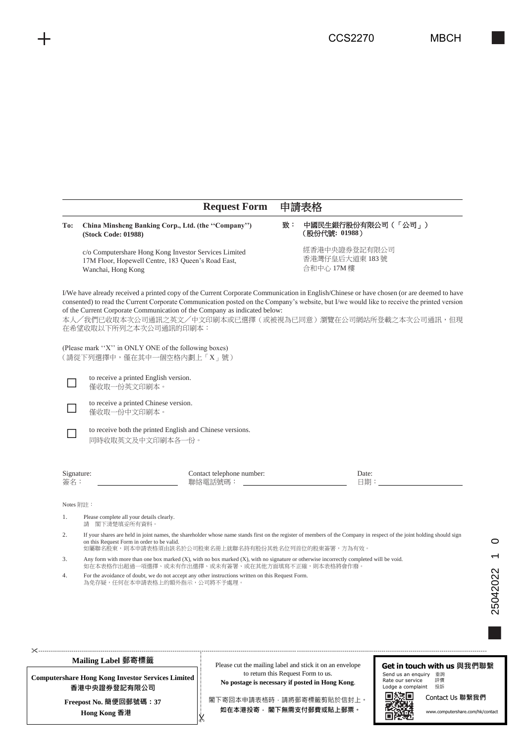# Request Form 申請表格

**To: China Minsheng Banking Corp., Ltd. (the ''Company'') (Stock Code: 01988)**

c/o Computershare Hong Kong Investor Services Limited
17M Floor, Hopewell Centre, 183 Queen's Road East,
Wanchai, Hong Kong

**致： 中國民生銀行股份有限公司（「公司」）（股份代號：01988）**

經香港中央證券登記有限公司
香港灣仔皇后大道東 183 號
合和中心 17M 樓

I/We have already received a printed copy of the Current Corporate Communication in English/Chinese or have chosen (or are deemed to have consented) to read the Current Corporate Communication posted on the Company's website, but I/we would like to receive the printed version of the Current Corporate Communication of the Company as indicated below:

本人╱我們已收取本次公司通訊之英文╱中文印刷本或已選擇（或被視為已同意）瀏覽在公司網站所登載之本次公司通訊，但現在希望收取以下所列之本次公司通訊的印刷本：

(Please mark ''X'' in ONLY ONE of the following boxes)
（請從下列選擇中，僅在其中一個空格內劃上「X」號）

☐ to receive a printed English version.
僅收取一份英文印刷本。

☐ to receive a printed Chinese version.
僅收取一份中文印刷本。

☐ to receive both the printed English and Chinese versions.
同時收取英文及中文印刷本各一份。

Signature: 簽名：\_\_\_\_\_\_\_\_\_\_ Contact telephone number: 聯絡電話號碼：\_\_\_\_\_\_\_\_\_\_ Date: 日期：\_\_\_\_\_\_\_\_\_\_

Notes 附註：

1. Please complete all your details clearly.
   請 閣下清楚填妥所有資料。
2. If your shares are held in joint names, the shareholder whose name stands first on the register of members of the Company in respect of the joint holding should sign on this Request Form in order to be valid.
   如屬聯名股東，則本申請表格須由該名於公司股東名冊上就聯名持有股份其姓名位列首位的股東簽署，方為有效。
3. Any form with more than one box marked (X), with no box marked (X), with no signature or otherwise incorrectly completed will be void.
   如在本表格作出超過一項選擇、或未有作出選擇、或未有簽署、或在其他方面填寫不正確，則本表格將會作廢。
4. For the avoidance of doubt, we do not accept any other instructions written on this Request Form.
   為免存疑，任何在本申請表格上的額外指示，公司將不予處理。

**Mailing Label 郵寄標籤**

**Computershare Hong Kong Investor Services Limited**
**香港中央證券登記有限公司**
**Freepost No. 簡便回郵號碼：37**
**Hong Kong 香港**

Please cut the mailing label and stick it on an envelope to return this Request Form to us.
**No postage is necessary if posted in Hong Kong.**

閣下寄回本申請表格時，請將郵寄標籤剪貼於信封上。
**如在本港投寄，閣下無需支付郵費或貼上郵票。**

**Get in touch with us 與我們聯繫**
Send us an enquiry 查詢
Rate our service 評價
Lodge a complaint 投訴
Contact Us 聯繫我們
www.computershare.com/hk/contact